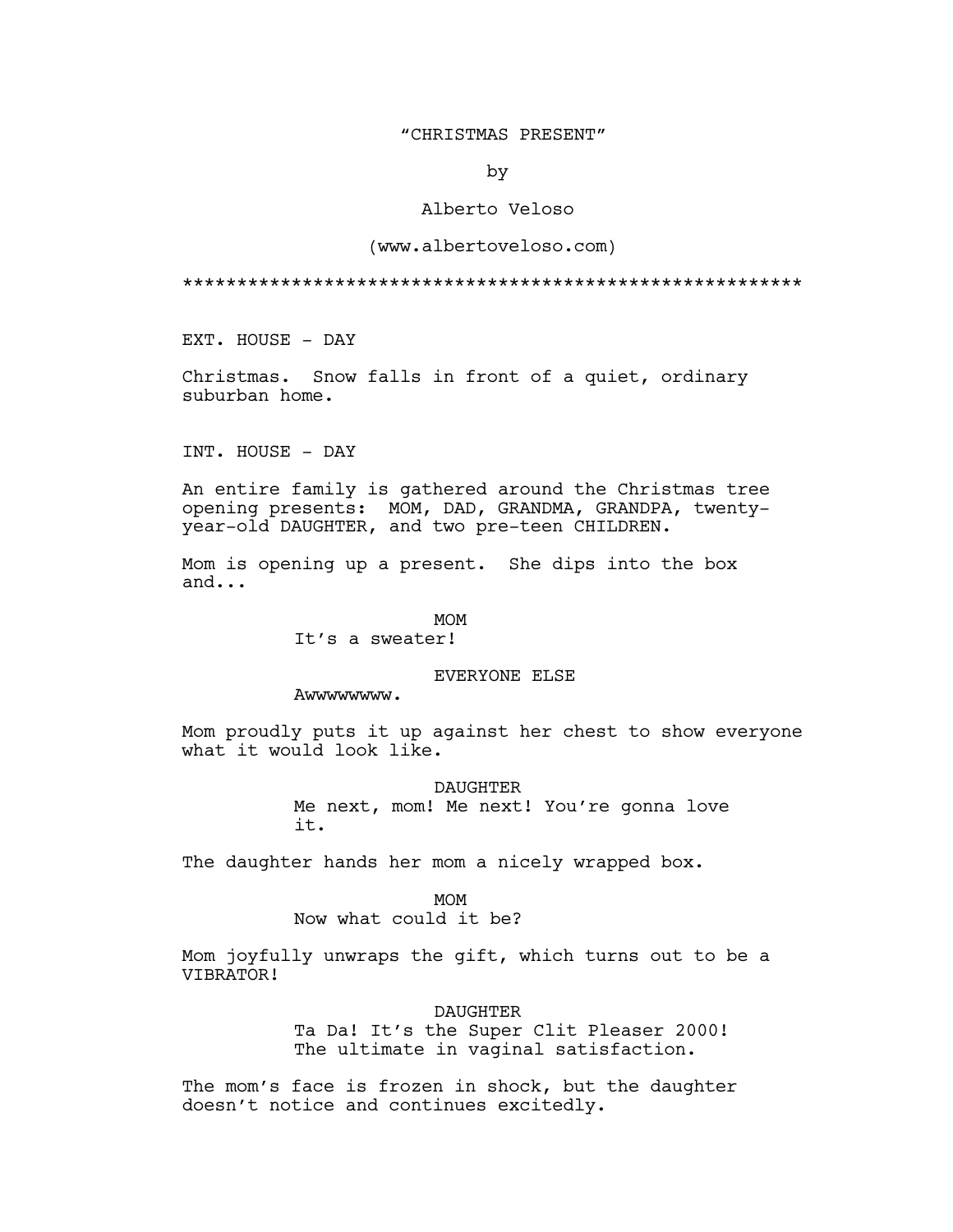"CHRISTMAS PRESENT"

by

Alberto Veloso

(www.albertoveloso.com)

*******************************************************

EXT. HOUSE - DAY

Christmas. Snow falls in front of a quiet, ordinary suburban home.

INT. HOUSE - DAY

An entire family is gathered around the Christmas tree opening presents: MOM, DAD, GRANDMA, GRANDPA, twenty-year-old DAUGHTER, and two pre-teen CHILDREN.

Mom is opening up a present. She dips into the box and...

MOM

It's a sweater!

EVERYONE ELSE

Awwwwwwww.

Mom proudly puts it up against her chest to show everyone what it would look like.

DAUGHTER

Me next, mom! Me next! You're gonna love it.

The daughter hands her mom a nicely wrapped box.

MOM

Now what could it be?

Mom joyfully unwraps the gift, which turns out to be a VIBRATOR!

DAUGHTER

Ta Da! It's the Super Clit Pleaser 2000! The ultimate in vaginal satisfaction.

The mom's face is frozen in shock, but the daughter doesn't notice and continues excitedly.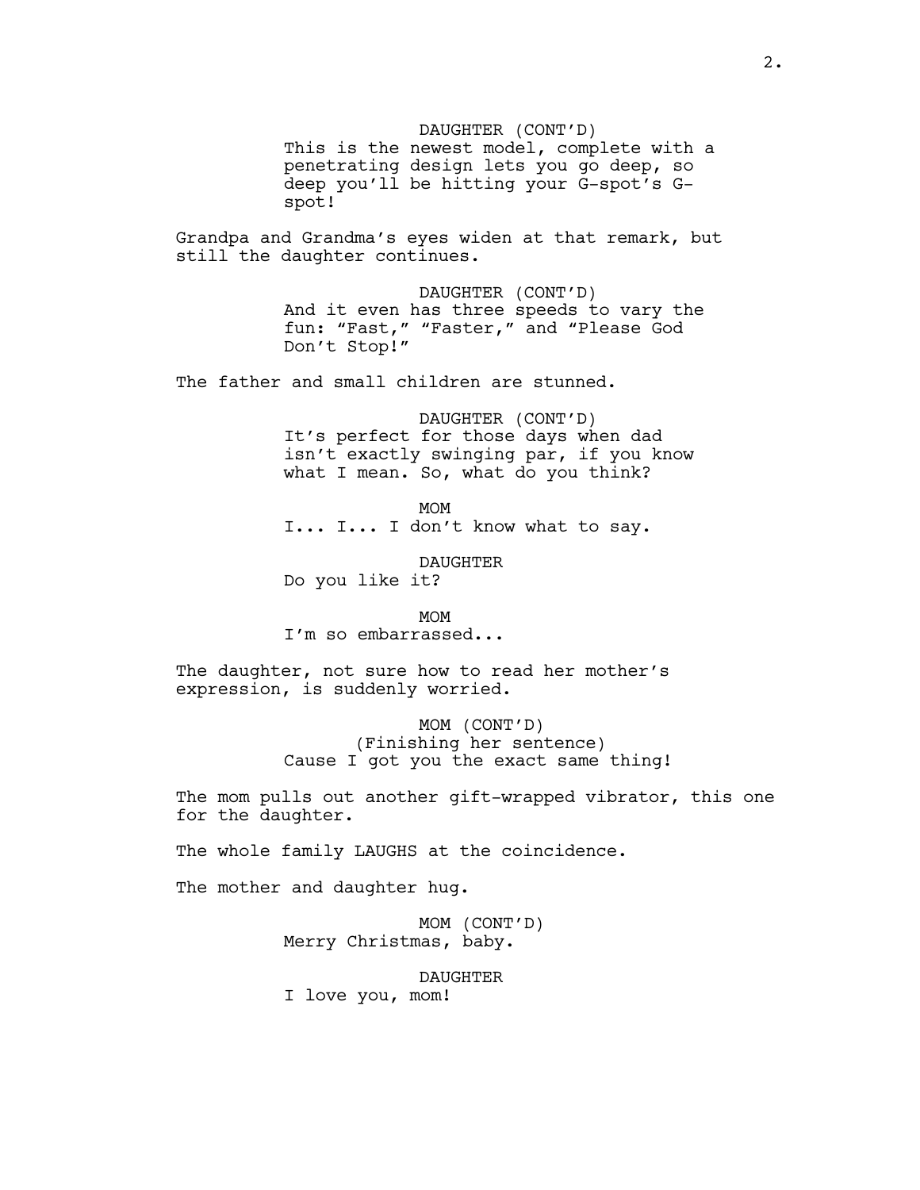DAUGHTER (CONT'D)
This is the newest model, complete with a penetrating design lets you go deep, so deep you'll be hitting your G-spot's G-spot!

Grandpa and Grandma's eyes widen at that remark, but still the daughter continues.

DAUGHTER (CONT'D)
And it even has three speeds to vary the fun: "Fast," "Faster," and "Please God Don't Stop!"

The father and small children are stunned.

DAUGHTER (CONT'D)
It's perfect for those days when dad isn't exactly swinging par, if you know what I mean. So, what do you think?

MOM
I... I... I don't know what to say.

DAUGHTER
Do you like it?

MOM
I'm so embarrassed...

The daughter, not sure how to read her mother's expression, is suddenly worried.

MOM (CONT'D)
(Finishing her sentence)
Cause I got you the exact same thing!

The mom pulls out another gift-wrapped vibrator, this one for the daughter.

The whole family LAUGHS at the coincidence.

The mother and daughter hug.

MOM (CONT'D)
Merry Christmas, baby.

DAUGHTER
I love you, mom!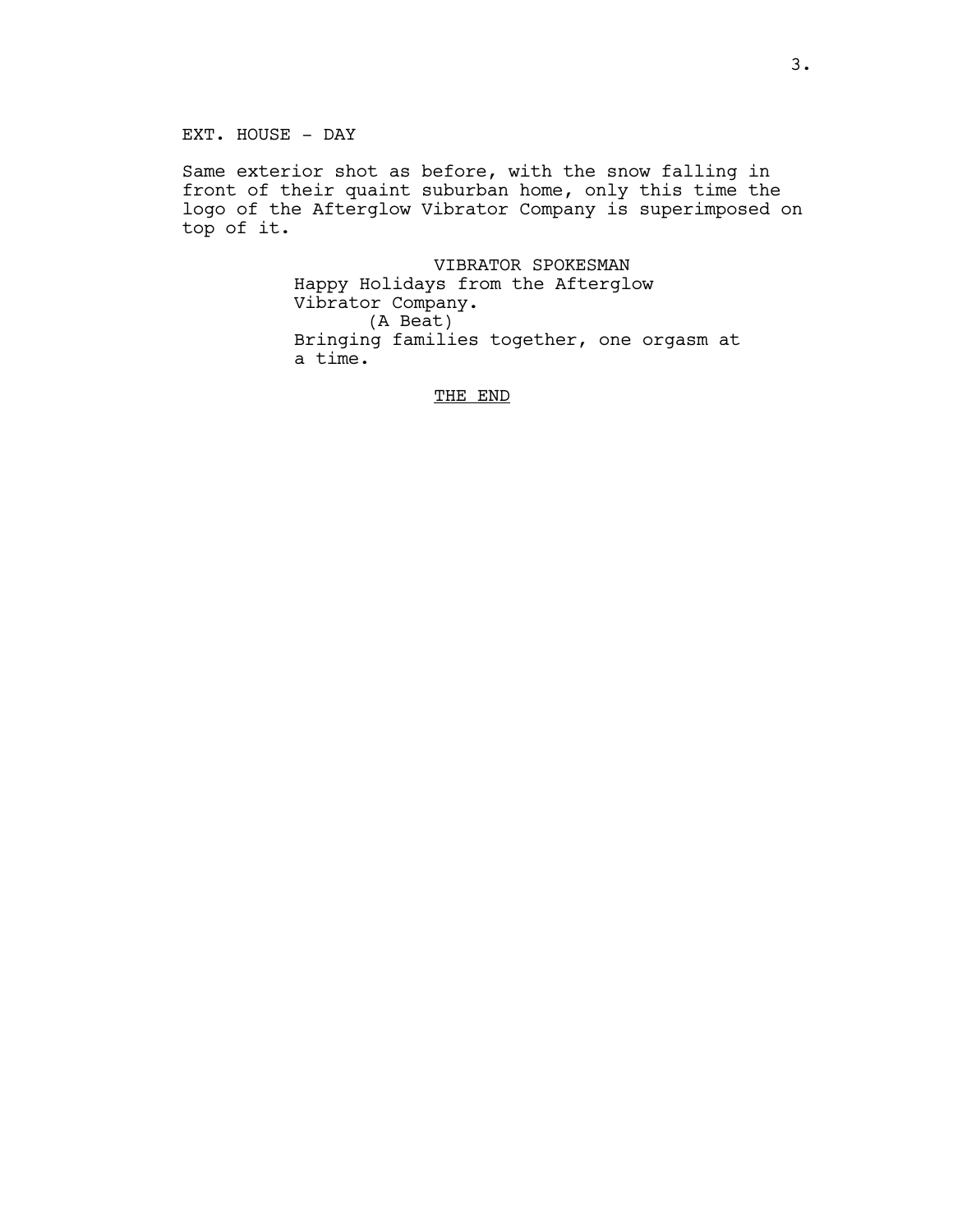EXT. HOUSE - DAY

Same exterior shot as before, with the snow falling in front of their quaint suburban home, only this time the logo of the Afterglow Vibrator Company is superimposed on top of it.

VIBRATOR SPOKESMAN

Happy Holidays from the Afterglow Vibrator Company.

(A Beat)

Bringing families together, one orgasm at a time.

THE END